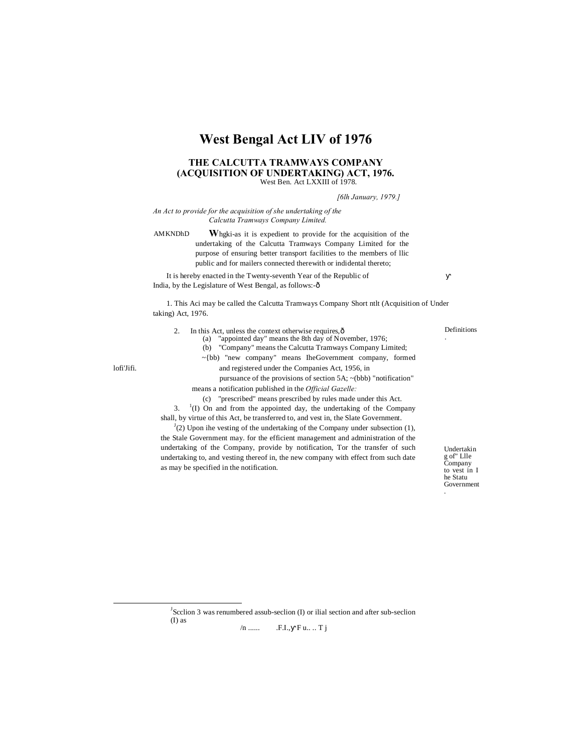# West Bengal Act LIV of 1976

## THE CALCUTTA TRAMWAYS COMPANY (ACQUISITION OF UNDERTAKING) ACT, 1976.

West Ben. Act LXXIII of 1978.

*[6lh January, 1979.]*

*An Act to provide for the acquisition of she undertaking of the Calcutta Tramways Company Limited.*

AMKNDhD

**W**hgki-as it is expedient to provide for the acquisition of the undertaking of the Calcutta Tramways Company Limited for the purpose of ensuring better transport facilities to the members of llic public and for mailers connected therewith or indidental thereto;

It is hereby enacted in the Twenty-seventh Year of the Republic of India, by the Legislature of West Bengal, as follows:-ð

Short ntlt

1. This Aci may be called the Calcutta Tramways Company (Acquisition of Under taking) Act, 1976.

Definitions.

2. In this Act, unless the context otherwise requires,ð
   - (a) "appointed day" means the 8th day of November, 1976;
   - (b) "Company" means the Calcutta Tramways Company Limited;
   - ~{bb) "new company" means IheGovernment company, formed and registered under the Companies Act, 1956, in pursuance of the provisions of section 5A; ~(bbb) "notification" means a notification published in the *Official Gazelle:*
   - (c) "prescribed" means prescribed by rules made under this Act.

Undertakin g of" Llle Company to vest in I he Statu Government.

3. [1](I) On and from the appointed day, the undertaking of the Company shall, by virtue of this Act, be transferred to, and vest in, the Slate Government.

[J](2) Upon ihe vesting of the undertaking of the Company under subsection (1), the Stale Government may. for the efficient management and administration of the undertaking of the Company, provide by notification, Tor the transfer of such undertaking to, and vesting thereof in, the new company with effect from such date as may be specified in the notification.

---

[J]Scclion 3 was renumbered assub-seclion (I) or ilial section and after sub-seclion (I) as

/n ...... .F.I., F u.. .. T j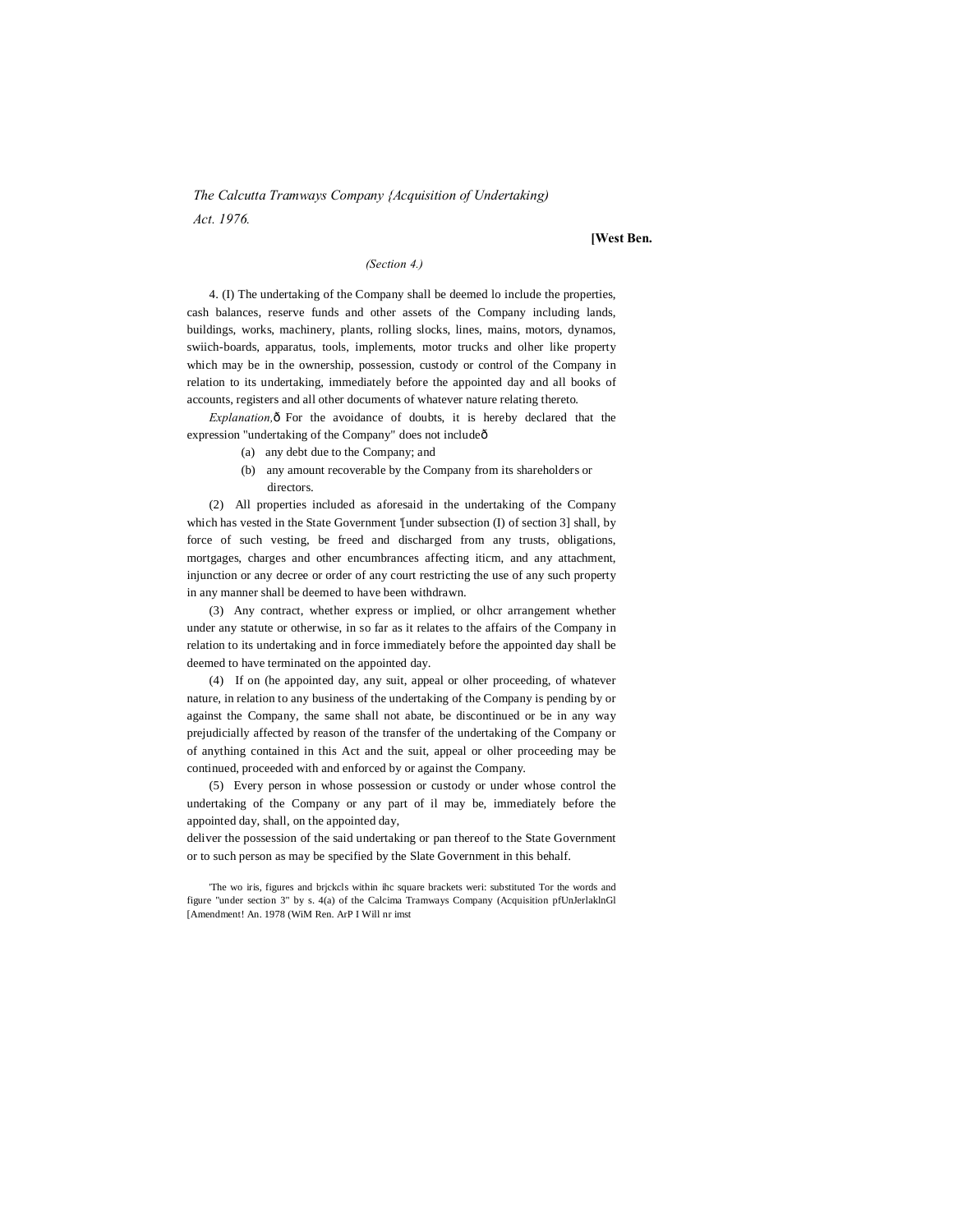*(Section 4.)*

4. (I) The undertaking of the Company shall be deemed lo include the properties, cash balances, reserve funds and other assets of the Company including lands, buildings, works, machinery, plants, rolling slocks, lines, mains, motors, dynamos, swiich-boards, apparatus, tools, implements, motor trucks and olher like property which may be in the ownership, possession, custody or control of the Company in relation to its undertaking, immediately before the appointed day and all books of accounts, registers and all other documents of whatever nature relating thereto.

*Explanation,*ô For the avoidance of doubts, it is hereby declared that the expression "undertaking of the Company" does not includeô

(a) any debt due to the Company; and

(b) any amount recoverable by the Company from its shareholders or directors.

(2) All properties included as aforesaid in the undertaking of the Company which has vested in the State Government '[under subsection (I) of section 3] shall, by force of such vesting, be freed and discharged from any trusts, obligations, mortgages, charges and other encumbrances affecting iticm, and any attachment, injunction or any decree or order of any court restricting the use of any such property in any manner shall be deemed to have been withdrawn.

(3) Any contract, whether express or implied, or olhcr arrangement whether under any statute or otherwise, in so far as it relates to the affairs of the Company in relation to its undertaking and in force immediately before the appointed day shall be deemed to have terminated on the appointed day.

(4) If on (he appointed day, any suit, appeal or olher proceeding, of whatever nature, in relation to any business of the undertaking of the Company is pending by or against the Company, the same shall not abate, be discontinued or be in any way prejudicially affected by reason of the transfer of the undertaking of the Company or of anything contained in this Act and the suit, appeal or olher proceeding may be continued, proceeded with and enforced by or against the Company.

(5) Every person in whose possession or custody or under whose control the undertaking of the Company or any part of il may be, immediately before the appointed day, shall, on the appointed day,
deliver the possession of the said undertaking or pan thereof to the State Government or to such person as may be specified by the Slate Government in this behalf.

'The wo iris, figures and brjckcls within ihc square brackets weri: substituted Tor the words and figure "under section 3" by s. 4(a) of the Calcima Tramways Company (Acquisition pfUnJerlaklnGl [Amendment! An. 1978 (WiM Ren. ArP I Will nr imst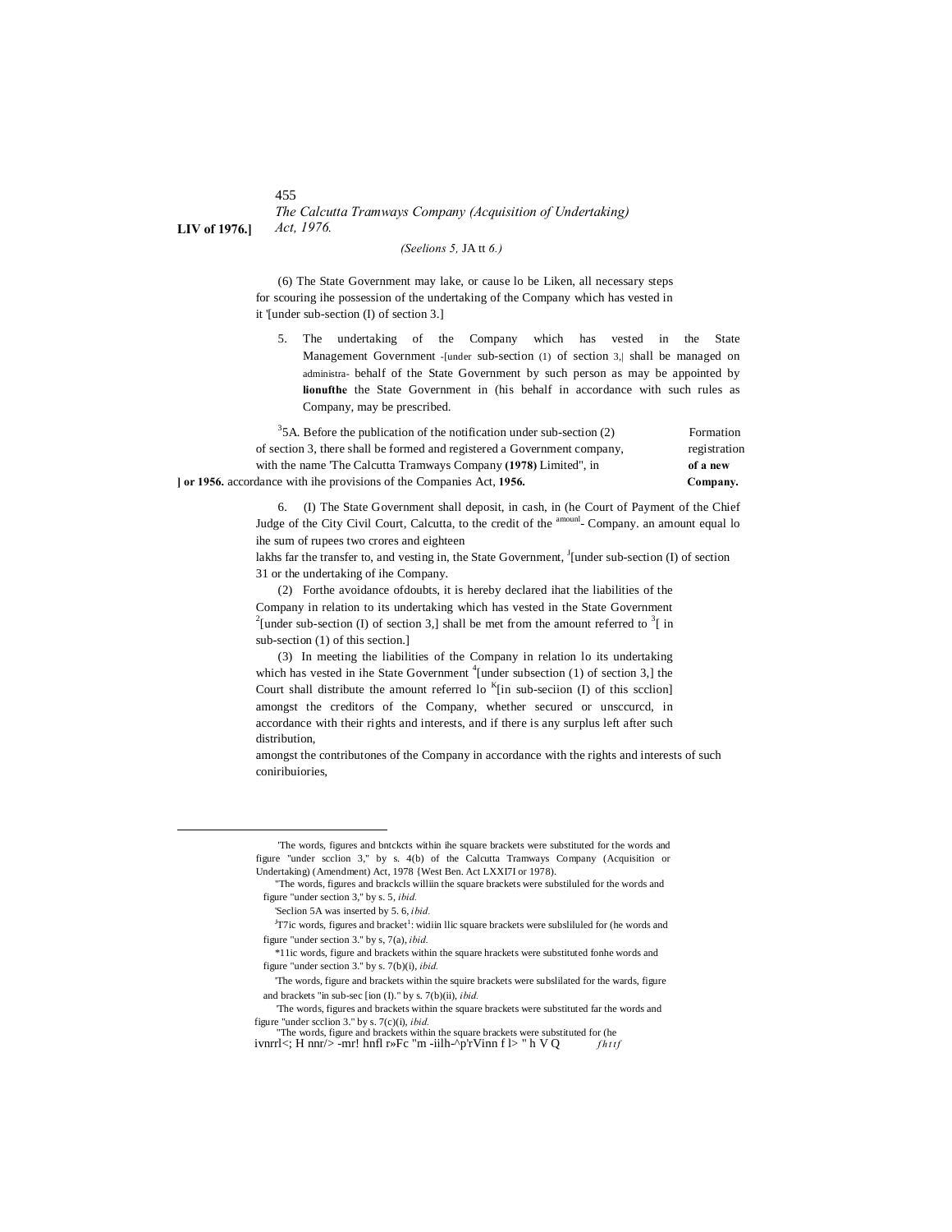(6) The State Government may lake, or cause lo be Liken, all necessary steps for scouring ihe possession of the undertaking of the Company which has vested in it '[under sub-section (I) of section 3.]

5. The undertaking of the Company which has vested in the State Government -[under sub-section (1) of section 3,| shall be managed on behalf of the State Government by such person as may be appointed by the State Government in (his behalf in accordance with such rules as may be prescribed.

Management administra- **lionufthe** Company,

[3]5A. Before the publication of the notification under sub-section (2) of section 3, there shall be formed and registered a Government company, with the name 'The Calcutta Tramways Company **(1978)** Limited", in accordance with ihe provisions of the Companies Act, **1956.**

Formation registration **of a new Company.**

**] or 1956.**

6. (I) The State Government shall deposit, in cash, in (he Court of the Chief Judge of the City Civil Court, Calcutta, to the credit of the Company. an amount equal lo ihe sum of rupees two crores and eighteen lakhs far the transfer to, and vesting in, the State Government, [J][under sub-section (I) of section 31 or the undertaking of ihe Company.

Payment of amounl-

(2) Forthe avoidance ofdoubts, it is hereby declared ihat the liabilities of the Company in relation to its undertaking which has vested in the State Government [2][under sub-section (I) of section 3,] shall be met from the amount referred to [3][ in sub-section (1) of this section.]

(3) In meeting the liabilities of the Company in relation lo its undertaking which has vested in ihe State Government [4][under subsection (1) of section 3,] the Court shall distribute the amount referred lo [K][in sub-seciion (I) of this scclion] amongst the creditors of the Company, whether secured or unsccurcd, in accordance with their rights and interests, and if there is any surplus left after such distribution, amongst the contributones of the Company in accordance with the rights and interests of such coniribuiories,

---

'The words, figures and bntckcts within ihe square brackets were substituted for the words and figure "under scclion 3," by s. 4(b) of the Calcutta Tramways Company (Acquisition or Undertaking) (Amendment) Act, 1978 {West Ben. Act LXXI7I or 1978).

"The words, figures and brackcls williin the square brackets were substiluled for the words and figure "under section 3," by s. 5, *ibid.*

'Seclion 5A was inserted by 5. 6, *ibid.*

[J]T7ic words, figures and bracket[1]: widiin llic square brackets were subsliluled for (he words and figure "under section 3." by s, 7(a), *ibid.*

*11ic words, figure and brackets within the square hrackets were substituted fonhe words and figure "under section 3." by s. 7(b)(i), *ibid.*

'The words, figure and brackets within the squire brackets were subslilated for the wards, figure and brackets "in sub-sec [ion (I)." by s. 7(b)(ii), *ibid.*

'The words, figures and brackets within the square brackets were substituted far the words and figure "under scclion 3." by s. 7(c)(i), *ibid.*

"The words, figure and brackets within the square brackets were substituted for (he ivnrrl<; H nnr/> -mr! hnfl r»Fc "m -iilh-^p'rVinn f l> " h V Q *fhttf*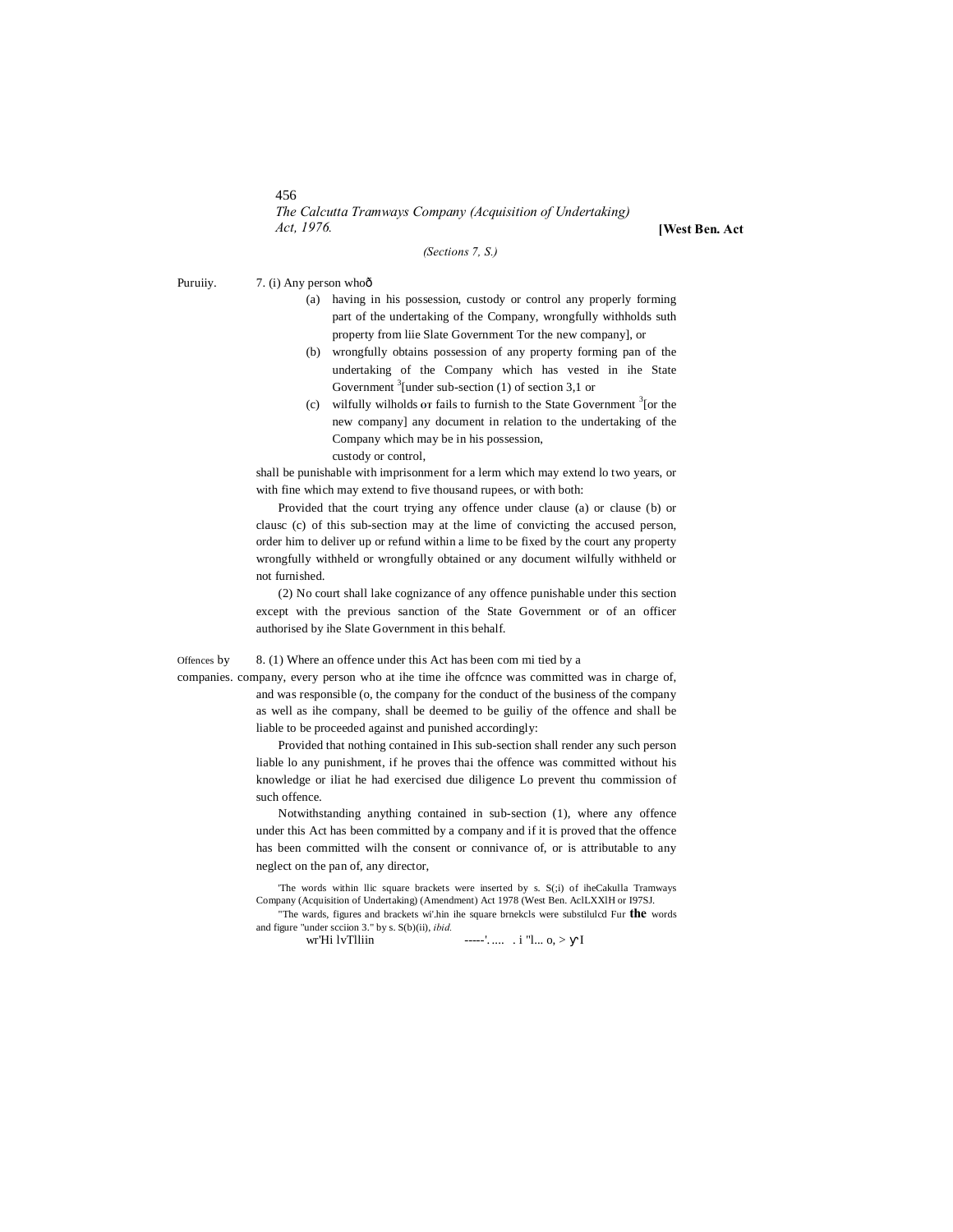*(Sections 7, S.)*

Puruiiy. 7. (i) Any person whoð

(a) having in his possession, custody or control any properly forming part of the undertaking of the Company, wrongfully withholds suth property from liie Slate Government Tor the new company], or

(b) wrongfully obtains possession of any property forming pan of the undertaking of the Company which has vested in ihe State Government [3][under sub-section (1) of section 3,1 or

(c) wilfully wilholds or fails to furnish to the State Government [3][or the new company] any document in relation to the undertaking of the Company which may be in his possession, custody or control,

shall be punishable with imprisonment for a lerm which may extend lo two years, or with fine which may extend to five thousand rupees, or with both:

Provided that the court trying any offence under clause (a) or clause (b) or clausc (c) of this sub-section may at the lime of convicting the accused person, order him to deliver up or refund within a lime to be fixed by the court any property wrongfully withheld or wrongfully obtained or any document wilfully withheld or not furnished.

(2) No court shall lake cognizance of any offence punishable under this section except with the previous sanction of the State Government or of an officer authorised by ihe Slate Government in this behalf.

Offences by companies. 8. (1) Where an offence under this Act has been com mi tied by a company, every person who at ihe time ihe offcnce was committed was in charge of, and was responsible (o, the company for the conduct of the business of the company as well as ihe company, shall be deemed to be guiliy of the offence and shall be liable to be proceeded against and punished accordingly:

Provided that nothing contained in Ihis sub-section shall render any such person liable lo any punishment, if he proves thai the offence was committed without his knowledge or iliat he had exercised due diligence Lo prevent thu commission of such offence.

Notwithstanding anything contained in sub-section (1), where any offence under this Act has been committed by a company and if it is proved that the offence has been committed wilh the consent or connivance of, or is attributable to any neglect on the pan of, any director,

'The words within llic square brackets were inserted by s. S(;i) of iheCakulla Tramways Company (Acquisition of Undertaking) (Amendment) Act 1978 (West Ben. AclLXXlH or I97SJ.

"The wards, figures and brackets wi'.hin ihe square brnekcls were substilulcd Fur the words and figure "under scciion 3." by s. S(b)(ii), *ibid.*

wr'Hi lvTlliin -----'. .... . i "l... o, > y I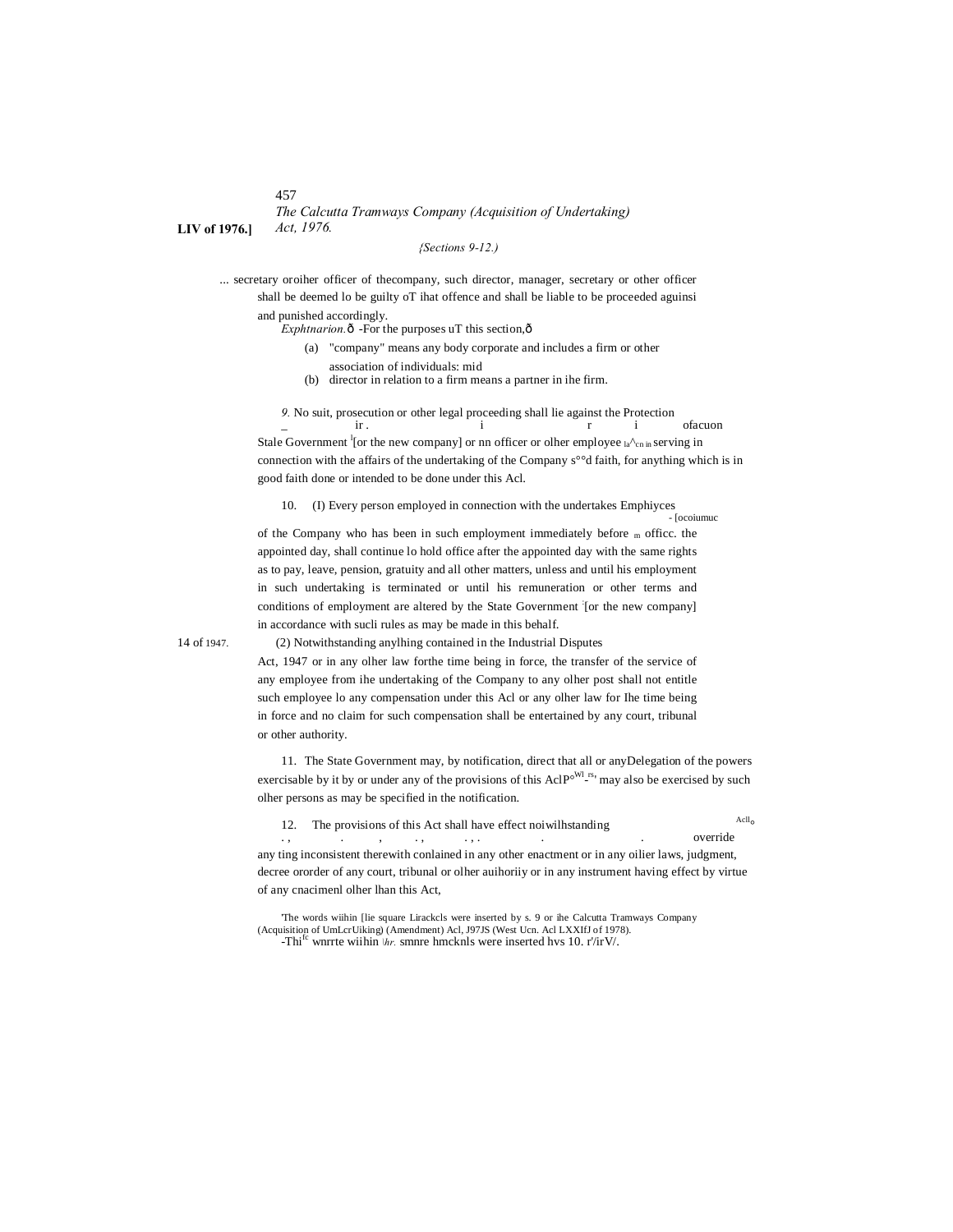*{Sections 9-12.)*

... secretary oroiher officer of thecompany, such director, manager, secretary or other officer shall be deemed lo be guilty oT ihat offence and shall be liable to be proceeded aguinsi and punished accordingly.

*Exphtnarion.*ð -For the purposes uT this section,ð

(a) "company" means any body corporate and includes a firm or other association of individuals: mid

(b) director in relation to a firm means a partner in ihe firm.

Protection ofacuon

*9.* No suit, prosecution or other legal proceeding shall lie against the Stale Government [1][or the new company] or nn officer or olher employee la^cn in serving in connection with the affairs of the undertaking of the Company s°°d faith, for anything which is in good faith done or intended to be done under this Acl.

Emphiyces - [ocoiumuc officc.

10. (I) Every person employed in connection with the undertakes of the Company who has been in such employment immediately before m the appointed day, shall continue lo hold office after the appointed day with the same rights as to pay, leave, pension, gratuity and all other matters, unless and until his employment in such undertaking is terminated or until his remuneration or other terms and conditions of employment are altered by the State Government [2][or the new company] in accordance with sucli rules as may be made in this behalf.

14 of 1947.

(2) Notwithstanding anylhing contained in the Industrial Disputes Act, 1947 or in any olher law forthe time being in force, the transfer of the service of any employee from ihe undertaking of the Company to any olher post shall not entitle such employee lo any compensation under this Acl or any olher law for Ihe time being in force and no claim for such compensation shall be entertained by any court, tribunal or other authority.

Delegation of the powers.

11. The State Government may, by notification, direct that all or any of the powers exercisable by it by or under any of the provisions of this Acl may also be exercised by such olher persons as may be specified in the notification.

Acll override

12. The provisions of this Act shall have effect noiwilhstanding any ting inconsistent therewith conlained in any other enactment or in any oilier laws, judgment, decree ororder of any court, tribunal or olher auihoriiy or in any instrument having effect by virtue of any cnacimenl olher lhan this Act,

[1]The words wiihin [lie square Lirackcls were inserted by s. 9 or ihe Calcutta Tramways Company (Acquisition of UmLcrUiking) (Amendment) Acl, J97JS (West Ucn. Acl LXXIfJ of 1978).

[2]Thi wnrrte wiihin \hr. smnre hmcknls were inserted hvs 10. r'/irV/.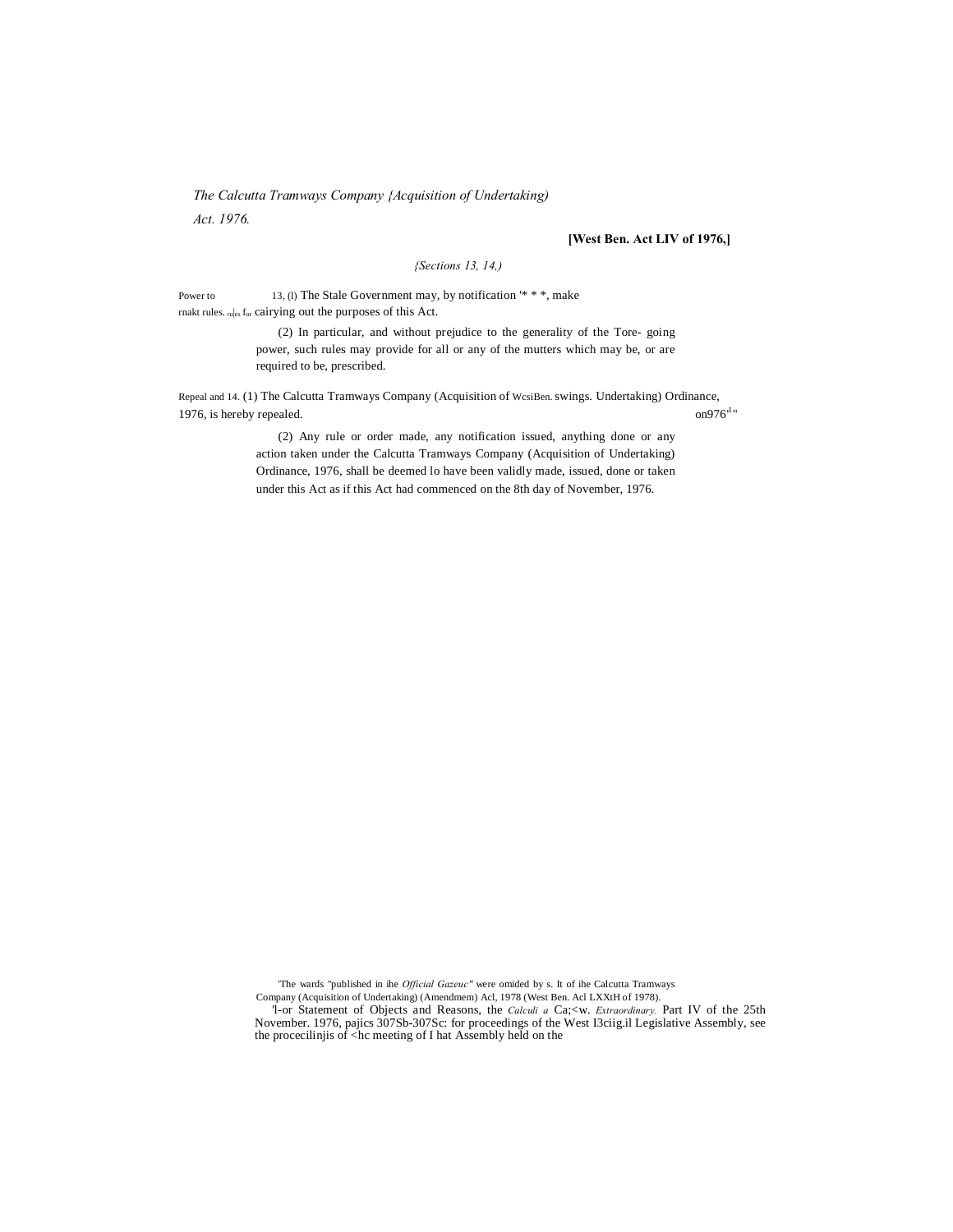*The Calcutta Tramways Company {Acquisition of Undertaking) Act. 1976.*

**[West Ben. Act LIV of 1976,]**

*{Sections 13, 14,)*

Power to rnakt rules. rules for

13, (l) The Stale Government may, by notification '* * *, make cairying out the purposes of this Act.

(2) In particular, and without prejudice to the generality of the Tore- going power, such rules may provide for all or any of the mutters which may be, or are required to be, prescribed.

Repeal and swings.

14. (1) The Calcutta Tramways Company (Acquisition of Undertaking) Ordinance, 1976, is hereby repealed.

WcsiBen. on976'[1]"

(2) Any rule or order made, any notification issued, anything done or any action taken under the Calcutta Tramways Company (Acquisition of Undertaking) Ordinance, 1976, shall be deemed lo have been validly made, issued, done or taken under this Act as if this Act had commenced on the 8th day of November, 1976.

'The wards "published in ihe *Official Gazeuc"* were omided by s. It of ihe Calcutta Tramways Company (Acquisition of Undertaking) (Amendmem) Acl, 1978 (West Ben. Acl LXXtH of 1978).

'l-or Statement of Objects and Reasons, the *Calculi a* Ca;<w. *Extraordinary.* Part IV of the 25th November. 1976, pajics 307Sb-307Sc: for proceedings of the West I3ciig.il Legislative Assembly, see the procecilinjis of <hc meeting of I hat Assembly held on the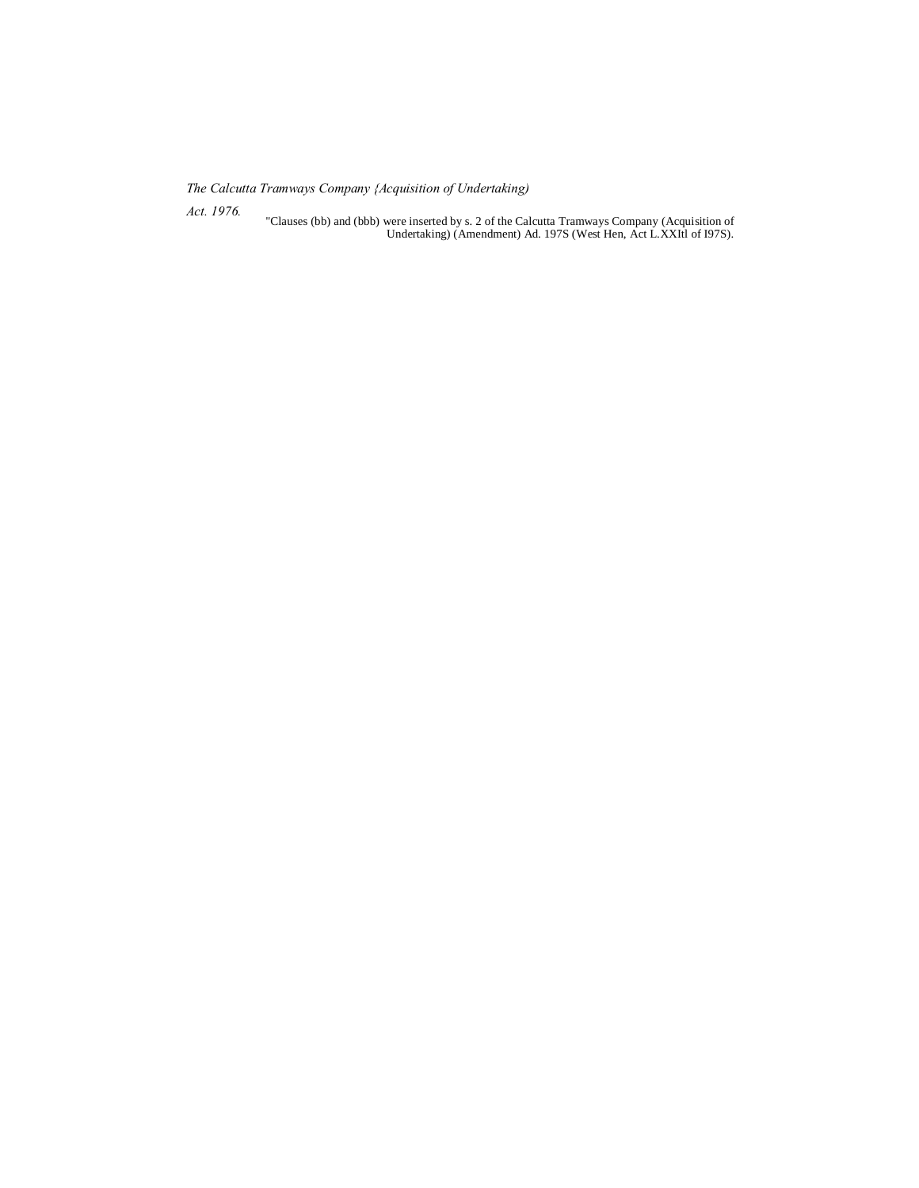"Clauses (bb) and (bbb) were inserted by s. 2 of the Calcutta Tramways Company (Acquisition of Undertaking) (Amendment) Ad. 197S (West Hen, Act L.XXItl of I97S).